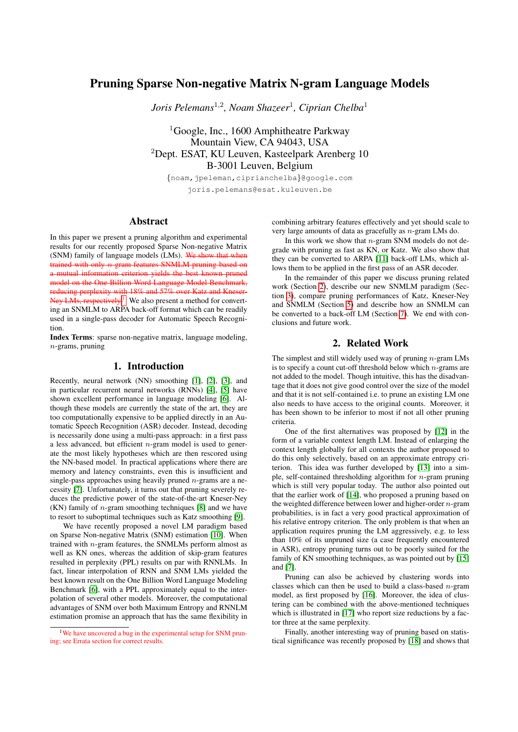# Pruning Sparse Non-negative Matrix N-gram Language Models

*Joris Pelemans*[1,2], *Noam Shazeer*[1], *Ciprian Chelba*[1]

[1]Google, Inc., 1600 Amphitheatre Parkway
Mountain View, CA 94043, USA
[2]Dept. ESAT, KU Leuven, Kasteelpark Arenberg 10
B-3001 Leuven, Belgium

{noam,jpeleman,ciprianchelba}@google.com
joris.pelemans@esat.kuleuven.be

## Abstract

In this paper we present a pruning algorithm and experimental results for our recently proposed Sparse Non-negative Matrix (SNM) family of language models (LMs). ~~We show that when trained with only $n$-gram features SNMLM pruning based on a mutual information criterion yields the best known pruned model on the One Billion Word Language Model Benchmark, reducing perplexity with 18% and 57% over Katz and Kneser-Ney LMs, respectively.~~[1] We also present a method for converting an SNMLM to ARPA back-off format which can be readily used in a single-pass decoder for Automatic Speech Recognition.

**Index Terms**: sparse non-negative matrix, language modeling, $n$-grams, pruning

## 1. Introduction

Recently, neural network (NN) smoothing [1], [2], [3], and in particular recurrent neural networks (RNNs) [4], [5] have shown excellent performance in language modeling [6]. Although these models are currently the state of the art, they are too computationally expensive to be applied directly in an Automatic Speech Recognition (ASR) decoder. Instead, decoding is necessarily done using a multi-pass approach: in a first pass a less advanced, but efficient $n$-gram model is used to generate the most likely hypotheses which are then rescored using the NN-based model. In practical applications where there are memory and latency constraints, even this is insufficient and single-pass approaches using heavily pruned $n$-grams are a necessity [7]. Unfortunately, it turns out that pruning severely reduces the predictive power of the state-of-the-art Kneser-Ney (KN) family of $n$-gram smoothing techniques [8] and we have to resort to suboptimal techniques such as Katz smoothing [9].

We have recently proposed a novel LM paradigm based on Sparse Non-negative Matrix (SNM) estimation [10]. When trained with $n$-gram features, the SNMLMs perform almost as well as KN ones, whereas the addition of skip-gram features resulted in perplexity (PPL) results on par with RNNLMs. In fact, linear interpolation of RNN and SNM LMs yielded the best known result on the One Billion Word Language Modeling Benchmark [6], with a PPL approximately equal to the interpolation of several other models. Moreover, the computational advantages of SNM over both Maximum Entropy and RNNLM estimation promise an approach that has the same flexibility in combining arbitrary features effectively and yet should scale to very large amounts of data as gracefully as $n$-gram LMs do.

In this work we show that $n$-gram SNM models do not degrade with pruning as fast as KN, or Katz. We also show that they can be converted to ARPA [11] back-off LMs, which allows them to be applied in the first pass of an ASR decoder.

In the remainder of this paper we discuss pruning related work (Section 2), describe our new SNMLM paradigm (Section 3), compare pruning performances of Katz, Kneser-Ney and SNMLM (Section 5) and describe how an SNMLM can be converted to a back-off LM (Section 7). We end with conclusions and future work.

## 2. Related Work

The simplest and still widely used way of pruning $n$-gram LMs is to specify a count cut-off threshold below which $n$-grams are not added to the model. Though intuitive, this has the disadvantage that it does not give good control over the size of the model and that it is not self-contained i.e. to prune an existing LM one also needs to have access to the original counts. Moreover, it has been shown to be inferior to most if not all other pruning criteria.

One of the first alternatives was proposed by [12] in the form of a variable context length LM. Instead of enlarging the context length globally for all contexts the author proposed to do this only selectively, based on an approximate entropy criterion. This idea was further developed by [13] into a simple, self-contained thresholding algorithm for $n$-gram pruning which is still very popular today. The author also pointed out that the earlier work of [14], who proposed a pruning based on the weighted difference between lower and higher-order $n$-gram probabilities, is in fact a very good practical approximation of his relative entropy criterion. The only problem is that when an application requires pruning the LM aggressively, e.g. to less than 10% of its unpruned size (a case frequently encountered in ASR), entropy pruning turns out to be poorly suited for the family of KN smoothing techniques, as was pointed out by [15] and [7].

Pruning can also be achieved by clustering words into classes which can then be used to build a class-based $n$-gram model, as first proposed by [16]. Moreover, the idea of clustering can be combined with the above-mentioned techniques which is illustrated in [17] who report size reductions by a factor three at the same perplexity.

Finally, another interesting way of pruning based on statistical significance was recently proposed by [18] and shows that

[1]We have uncovered a bug in the experimental setup for SNM pruning; see Errata section for correct results.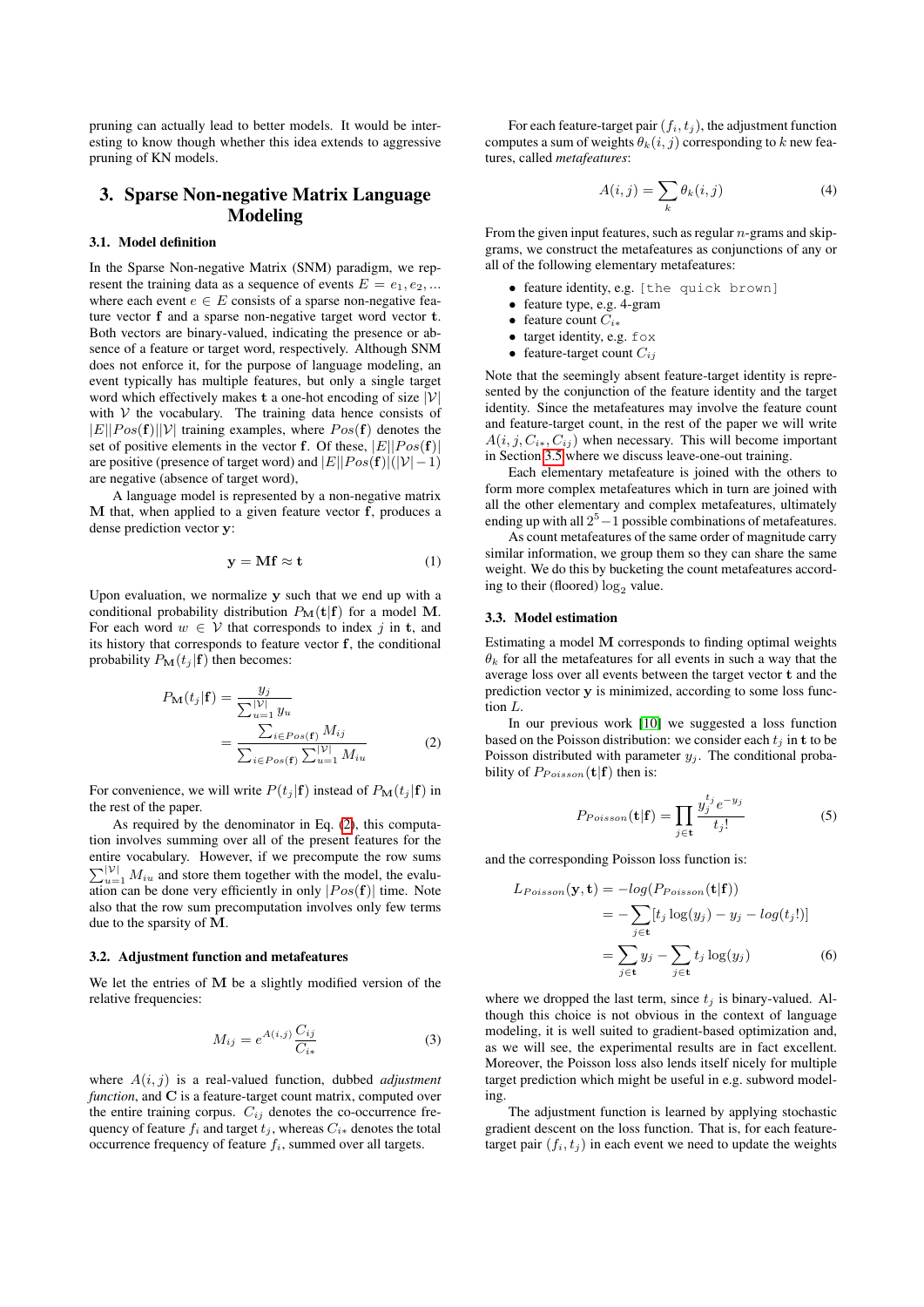pruning can actually lead to better models. It would be interesting to know though whether this idea extends to aggressive pruning of KN models.

# 3. Sparse Non-negative Matrix Language Modeling

## 3.1. Model definition

In the Sparse Non-negative Matrix (SNM) paradigm, we represent the training data as a sequence of events $E = e_1, e_2, ...$ where each event $e \in E$ consists of a sparse non-negative feature vector $\mathbf{f}$ and a sparse non-negative target word vector $\mathbf{t}$. Both vectors are binary-valued, indicating the presence or absence of a feature or target word, respectively. Although SNM does not enforce it, for the purpose of language modeling, an event typically has multiple features, but only a single target word which effectively makes $\mathbf{t}$ a one-hot encoding of size $|\mathcal{V}|$ with $\mathcal{V}$ the vocabulary. The training data hence consists of $|E||Pos(\mathbf{f})||\mathcal{V}|$ training examples, where $Pos(\mathbf{f})$ denotes the set of positive elements in the vector $\mathbf{f}$. Of these, $|E||Pos(\mathbf{f})|$ are positive (presence of target word) and $|E||Pos(\mathbf{f})|(|\mathcal{V}|-1)$ are negative (absence of target word),

A language model is represented by a non-negative matrix $\mathbf{M}$ that, when applied to a given feature vector $\mathbf{f}$, produces a dense prediction vector $\mathbf{y}$:

$$\mathbf{y} = \mathbf{M}\mathbf{f} \approx \mathbf{t} \tag{1}$$

Upon evaluation, we normalize $\mathbf{y}$ such that we end up with a conditional probability distribution $P_{\mathbf{M}}(\mathbf{t}|\mathbf{f})$ for a model $\mathbf{M}$. For each word $w \in \mathcal{V}$ that corresponds to index $j$ in $\mathbf{t}$, and its history that corresponds to feature vector $\mathbf{f}$, the conditional probability $P_{\mathbf{M}}(t_j|\mathbf{f})$ then becomes:

$$\begin{aligned} P_{\mathbf{M}}(t_j|\mathbf{f}) &= \frac{y_j}{\sum_{u=1}^{|\mathcal{V}|} y_u} \\ &= \frac{\sum_{i \in Pos(\mathbf{f})} M_{ij}}{\sum_{i \in Pos(\mathbf{f})} \sum_{u=1}^{|\mathcal{V}|} M_{iu}} \end{aligned} \tag{2}$$

For convenience, we will write $P(t_j|\mathbf{f})$ instead of $P_{\mathbf{M}}(t_j|\mathbf{f})$ in the rest of the paper.

As required by the denominator in Eq. (2), this computation involves summing over all of the present features for the entire vocabulary. However, if we precompute the row sums $\sum_{u=1}^{|\mathcal{V}|} M_{iu}$ and store them together with the model, the evaluation can be done very efficiently in only $|Pos(\mathbf{f})|$ time. Note also that the row sum precomputation involves only few terms due to the sparsity of $\mathbf{M}$.

## 3.2. Adjustment function and metafeatures

We let the entries of $\mathbf{M}$ be a slightly modified version of the relative frequencies:

$$M_{ij} = e^{A(i,j)} \frac{C_{ij}}{C_{i*}} \tag{3}$$

where $A(i,j)$ is a real-valued function, dubbed *adjustment function*, and $\mathbf{C}$ is a feature-target count matrix, computed over the entire training corpus. $C_{ij}$ denotes the co-occurrence frequency of feature $f_i$ and target $t_j$, whereas $C_{i*}$ denotes the total occurrence frequency of feature $f_i$, summed over all targets.

For each feature-target pair $(f_i, t_j)$, the adjustment function computes a sum of weights $\theta_k(i,j)$ corresponding to $k$ new features, called *metafeatures*:

$$A(i,j) = \sum_k \theta_k(i,j) \tag{4}$$

From the given input features, such as regular $n$-grams and skip-grams, we construct the metafeatures as conjunctions of any or all of the following elementary metafeatures:

- feature identity, e.g. `[the quick brown]`
- feature type, e.g. 4-gram
- feature count $C_{i*}$
- target identity, e.g. `fox`
- feature-target count $C_{ij}$

Note that the seemingly absent feature-target identity is represented by the conjunction of the feature identity and the target identity. Since the metafeatures may involve the feature count and feature-target count, in the rest of the paper we will write $A(i, j, C_{i*}, C_{ij})$ when necessary. This will become important in Section 3.5 where we discuss leave-one-out training.

Each elementary metafeature is joined with the others to form more complex metafeatures which in turn are joined with all the other elementary and complex metafeatures, ultimately ending up with all $2^5-1$ possible combinations of metafeatures.

As count metafeatures of the same order of magnitude carry similar information, we group them so they can share the same weight. We do this by bucketing the count metafeatures according to their (floored) $\log_2$ value.

## 3.3. Model estimation

Estimating a model $\mathbf{M}$ corresponds to finding optimal weights $\theta_k$ for all the metafeatures for all events in such a way that the average loss over all events between the target vector $\mathbf{t}$ and the prediction vector $\mathbf{y}$ is minimized, according to some loss function $L$.

In our previous work [10] we suggested a loss function based on the Poisson distribution: we consider each $t_j$ in $\mathbf{t}$ to be Poisson distributed with parameter $y_j$. The conditional probability of $P_{Poisson}(\mathbf{t}|\mathbf{f})$ then is:

$$P_{Poisson}(\mathbf{t}|\mathbf{f}) = \prod_{j \in \mathbf{t}} \frac{y_j^{t_j} e^{-y_j}}{t_j!} \tag{5}$$

and the corresponding Poisson loss function is:

$$\begin{aligned} L_{Poisson}(\mathbf{y}, \mathbf{t}) &= -log(P_{Poisson}(\mathbf{t}|\mathbf{f})) \\ &= -\sum_{j \in \mathbf{t}} [t_j \log(y_j) - y_j - log(t_j!)] \\ &= \sum_{j \in \mathbf{t}} y_j - \sum_{j \in \mathbf{t}} t_j \log(y_j) \end{aligned} \tag{6}$$

where we dropped the last term, since $t_j$ is binary-valued. Although this choice is not obvious in the context of language modeling, it is well suited to gradient-based optimization and, as we will see, the experimental results are in fact excellent. Moreover, the Poisson loss also lends itself nicely for multiple target prediction which might be useful in e.g. subword modeling.

The adjustment function is learned by applying stochastic gradient descent on the loss function. That is, for each feature-target pair $(f_i, t_j)$ in each event we need to update the weights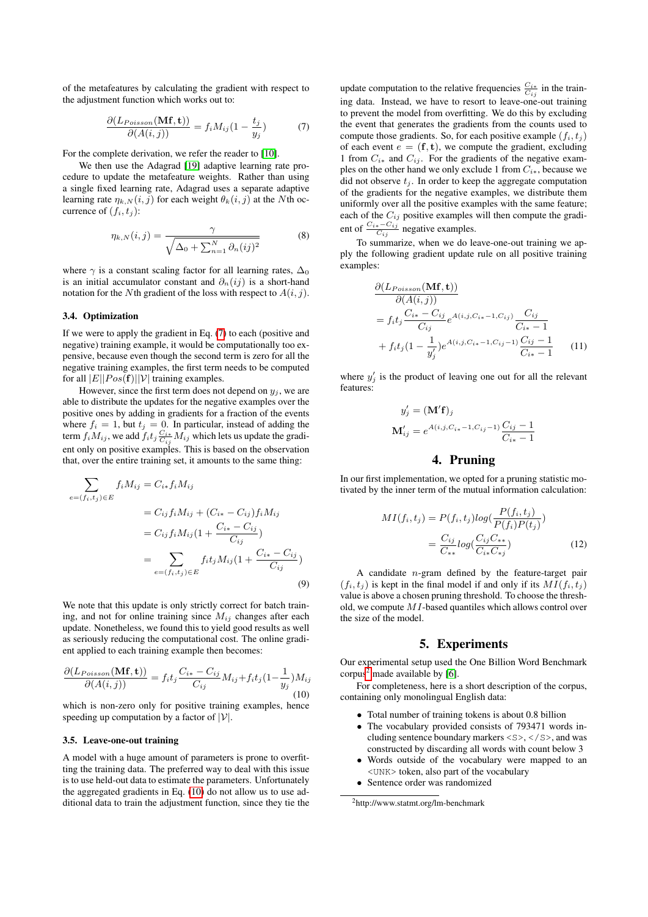of the metafeatures by calculating the gradient with respect to the adjustment function which works out to:

$$\frac{\partial(L_{Poisson}(\mathbf{Mf},\mathbf{t}))}{\partial(A(i,j))} = f_i M_{ij}(1 - \frac{t_j}{y_j}) \tag{7}$$

For the complete derivation, we refer the reader to [10].

We then use the Adagrad [19] adaptive learning rate procedure to update the metafeature weights. Rather than using a single fixed learning rate, Adagrad uses a separate adaptive learning rate $\eta_{k,N}(i,j)$ for each weight $\theta_k(i,j)$ at the $N$th occurrence of $(f_i, t_j)$:

$$\eta_{k,N}(i,j) = \frac{\gamma}{\sqrt{\Delta_0 + \sum_{n=1}^{N} \partial_n(ij)^2}} \tag{8}$$

where $\gamma$ is a constant scaling factor for all learning rates, $\Delta_0$ is an initial accumulator constant and $\partial_n(ij)$ is a short-hand notation for the $N$th gradient of the loss with respect to $A(i,j)$.

### 3.4. Optimization

If we were to apply the gradient in Eq. (7) to each (positive and negative) training example, it would be computationally too expensive, because even though the second term is zero for all the negative training examples, the first term needs to be computed for all $|E||Pos(\mathbf{f})||\mathcal{V}|$ training examples.

However, since the first term does not depend on $y_j$, we are able to distribute the updates for the negative examples over the positive ones by adding in gradients for a fraction of the events where $f_i = 1$, but $t_j = 0$. In particular, instead of adding the term $f_i M_{ij}$, we add $f_i t_j \frac{C_{i*}}{C_{ij}} M_{ij}$ which lets us update the gradient only on positive examples. This is based on the observation that, over the entire training set, it amounts to the same thing:

$$\begin{aligned}
\sum_{e=(f_i,t_j)\in E} f_i M_{ij} &= C_{i*} f_i M_{ij} \\
&= C_{ij} f_i M_{ij} + (C_{i*} - C_{ij}) f_i M_{ij} \\
&= C_{ij} f_i M_{ij} (1 + \frac{C_{i*} - C_{ij}}{C_{ij}}) \\
&= \sum_{e=(f_i,t_j)\in E} f_i t_j M_{ij} (1 + \frac{C_{i*} - C_{ij}}{C_{ij}})
\end{aligned} \tag{9}$$

We note that this update is only strictly correct for batch training, and not for online training since $M_{ij}$ changes after each update. Nonetheless, we found this to yield good results as well as seriously reducing the computational cost. The online gradient applied to each training example then becomes:

$$\frac{\partial(L_{Poisson}(\mathbf{Mf},\mathbf{t}))}{\partial(A(i,j))} = f_i t_j \frac{C_{i*} - C_{ij}}{C_{ij}} M_{ij} + f_i t_j (1 - \frac{1}{y_j}) M_{ij} \tag{10}$$

which is non-zero only for positive training examples, hence speeding up computation by a factor of $|\mathcal{V}|$.

### 3.5. Leave-one-out training

A model with a huge amount of parameters is prone to overfitting the training data. The preferred way to deal with this issue is to use held-out data to estimate the parameters. Unfortunately the aggregated gradients in Eq. (10) do not allow us to use additional data to train the adjustment function, since they tie the update computation to the relative frequencies $\frac{C_{i*}}{C_{ij}}$ in the training data. Instead, we have to resort to leave-one-out training to prevent the model from overfitting. We do this by excluding the event that generates the gradients from the counts used to compute those gradients. So, for each positive example $(f_i, t_j)$ of each event $e = (\mathbf{f}, \mathbf{t})$, we compute the gradient, excluding 1 from $C_{i*}$ and $C_{ij}$. For the gradients of the negative examples on the other hand we only exclude 1 from $C_{i*}$, because we did not observe $t_j$. In order to keep the aggregate computation of the gradients for the negative examples, we distribute them uniformly over all the positive examples with the same feature; each of the $C_{ij}$ positive examples will then compute the gradient of $\frac{C_{i*} - C_{ij}}{C_{ij}}$ negative examples.

To summarize, when we do leave-one-out training we apply the following gradient update rule on all positive training examples:

$$\begin{aligned}
&\frac{\partial(L_{Poisson}(\mathbf{Mf},\mathbf{t}))}{\partial(A(i,j))} \\
&= f_i t_j \frac{C_{i*} - C_{ij}}{C_{ij}} e^{A(i,j,C_{i*}-1,C_{ij})} \frac{C_{ij}}{C_{i*} - 1} \\
&+ f_i t_j (1 - \frac{1}{y'_j}) e^{A(i,j,C_{i*}-1,C_{ij}-1)} \frac{C_{ij} - 1}{C_{i*} - 1}
\end{aligned} \tag{11}$$

where $y'_j$ is the product of leaving one out for all the relevant features:

$$\begin{aligned}
y'_j &= (\mathbf{M}'\mathbf{f})_j \\
\mathbf{M}'_{ij} &= e^{A(i,j,C_{i*}-1,C_{ij}-1)} \frac{C_{ij} - 1}{C_{i*} - 1}
\end{aligned}$$

## 4. Pruning

In our first implementation, we opted for a pruning statistic motivated by the inner term of the mutual information calculation:

$$\begin{aligned}
MI(f_i, t_j) &= P(f_i, t_j) log(\frac{P(f_i, t_j)}{P(f_i)P(t_j)}) \\
&= \frac{C_{ij}}{C_{**}} log(\frac{C_{ij} C_{**}}{C_{i*} C_{*j}})
\end{aligned} \tag{12}$$

A candidate $n$-gram defined by the feature-target pair $(f_i, t_j)$ is kept in the final model if and only if its $MI(f_i, t_j)$ value is above a chosen pruning threshold. To choose the threshold, we compute $MI$-based quantiles which allows control over the size of the model.

## 5. Experiments

Our experimental setup used the One Billion Word Benchmark corpus[2] made available by [6].

For completeness, here is a short description of the corpus, containing only monolingual English data:

- Total number of training tokens is about 0.8 billion
- The vocabulary provided consists of 793471 words including sentence boundary markers <S>, </S>, and was constructed by discarding all words with count below 3
- Words outside of the vocabulary were mapped to an <UNK> token, also part of the vocabulary
- Sentence order was randomized

[2] http://www.statmt.org/lm-benchmark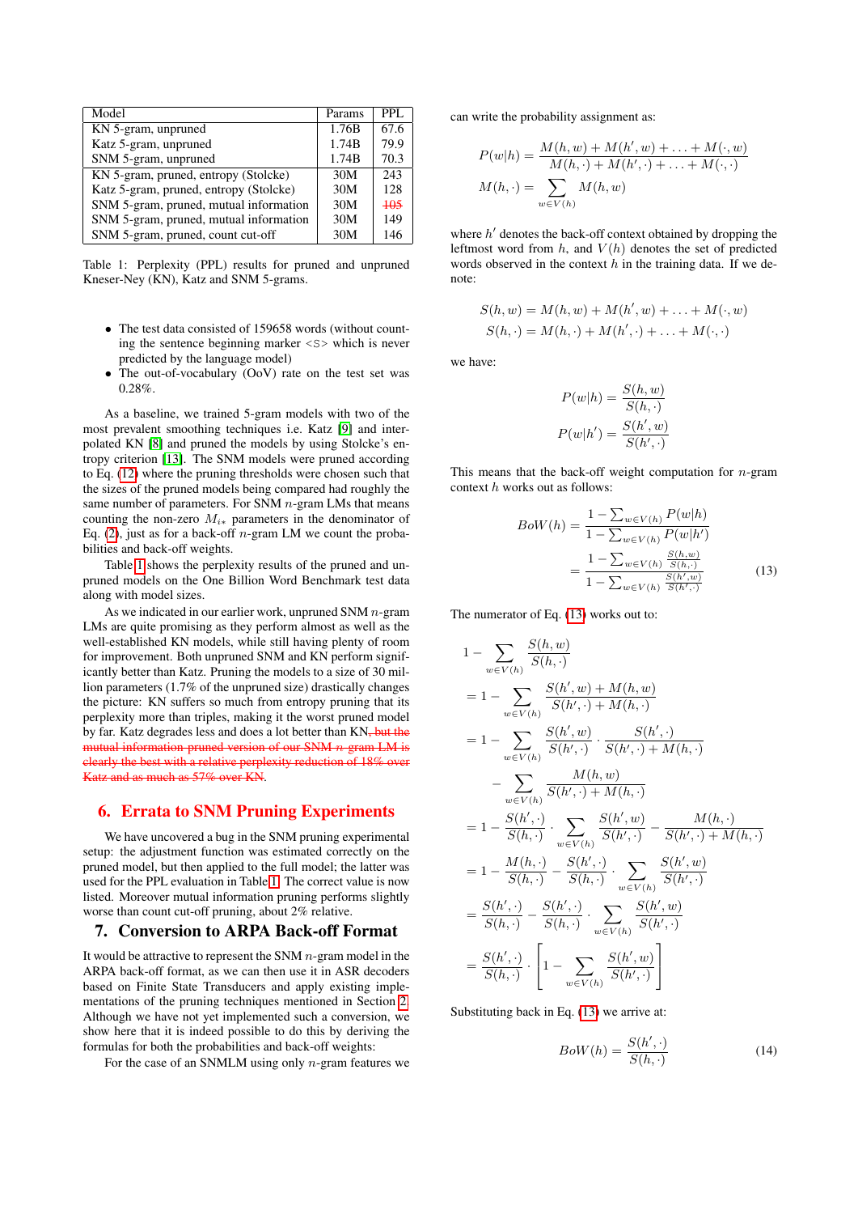| Model | Params | PPL |
|---|---|---|
| KN 5-gram, unpruned | 1.76B | 67.6 |
| Katz 5-gram, unpruned | 1.74B | 79.9 |
| SNM 5-gram, unpruned | 1.74B | 70.3 |
| KN 5-gram, pruned, entropy (Stolcke) | 30M | 243 |
| Katz 5-gram, pruned, entropy (Stolcke) | 30M | 128 |
| SNM 5-gram, pruned, mutual information | 30M | ~~105~~ |
| SNM 5-gram, pruned, mutual information | 30M | 149 |
| SNM 5-gram, pruned, count cut-off | 30M | 146 |

Table 1: Perplexity (PPL) results for pruned and unpruned Kneser-Ney (KN), Katz and SNM 5-grams.

- The test data consisted of 159658 words (without counting the sentence beginning marker <S> which is never predicted by the language model)
- The out-of-vocabulary (OoV) rate on the test set was 0.28%.

As a baseline, we trained 5-gram models with two of the most prevalent smoothing techniques i.e. Katz [9] and interpolated KN [8] and pruned the models by using Stolcke's entropy criterion [13]. The SNM 5-grams were pruned according to Eq. (12) where the pruning thresholds were chosen such that the sizes of the pruned models being compared had roughly the same number of parameters. For SNM $n$-gram LMs that means counting the non-zero $M_{i*}$ parameters in the denominator of Eq. (2), just as for a back-off $n$-gram LM we count the probabilities and back-off weights.

Table 1 shows the perplexity results of the pruned and unpruned models on the One Billion Word Benchmark test data along with model sizes.

As we indicated in our earlier work, unpruned SNM $n$-gram LMs are quite promising as they perform almost as well as the well-established KN models, while still having plenty of room for improvement. Both unpruned SNM and KN perform significantly better than Katz. Pruning the models to a size of 30 million parameters (1.7% of the unpruned size) drastically changes the picture: KN suffers so much from entropy pruning that its perplexity more than triples, making it the worst pruned model by far. Katz degrades less and does a lot better than KN~~, but the mutual information pruned version of our SNM $n$-gram LM is clearly the best with a relative perplexity reduction of 18% over Katz and as much as 57% over KN~~.

## 6. Errata to SNM Pruning Experiments

We have uncovered a bug in the SNM pruning experimental setup: the adjustment function was estimated correctly on the pruned model, but then applied to the full model; the latter was used for the PPL evaluation in Table 1. The correct value is now listed. Moreover mutual information pruning performs slightly worse than count cut-off pruning, about 2% relative.

## 7. Conversion to ARPA Back-off Format

It would be attractive to represent the SNM $n$-gram model in the ARPA back-off format, as we can then use it in ASR decoders based on Finite State Transducers and apply existing implementations of the pruning techniques mentioned in Section 2. Although we have not yet implemented such a conversion, we show here that it is indeed possible to do this by deriving the formulas for both the probabilities and back-off weights:

For the case of an SNMLM using only $n$-gram features we can write the probability assignment as:

$$P(w|h) = \frac{M(h,w) + M(h',w) + \ldots + M(\cdot,w)}{M(h,\cdot) + M(h',\cdot) + \ldots + M(\cdot,\cdot)}$$

$$M(h,\cdot) = \sum_{w \in V(h)} M(h,w)$$

where $h'$ denotes the back-off context obtained by dropping the leftmost word from $h$, and $V(h)$ denotes the set of predicted words observed in the context $h$ in the training data. If we denote:

$$S(h,w) = M(h,w) + M(h',w) + \ldots + M(\cdot,w)$$
$$S(h,\cdot) = M(h,\cdot) + M(h',\cdot) + \ldots + M(\cdot,\cdot)$$

we have:

$$P(w|h) = \frac{S(h,w)}{S(h,\cdot)}$$
$$P(w|h') = \frac{S(h',w)}{S(h',\cdot)}$$

This means that the back-off weight computation for $n$-gram context $h$ works out as follows:

$$BoW(h) = \frac{1 - \sum_{w \in V(h)} P(w|h)}{1 - \sum_{w \in V(h)} P(w|h')} = \frac{1 - \sum_{w \in V(h)} \frac{S(h,w)}{S(h,\cdot)}}{1 - \sum_{w \in V(h)} \frac{S(h',w)}{S(h',\cdot)}} \tag{13}$$

The numerator of Eq. (13) works out to:

$$\begin{aligned}
& 1 - \sum_{w \in V(h)} \frac{S(h,w)}{S(h,\cdot)} \\
&= 1 - \sum_{w \in V(h)} \frac{S(h',w) + M(h,w)}{S(h',\cdot) + M(h,\cdot)} \\
&= 1 - \sum_{w \in V(h)} \frac{S(h',w)}{S(h',\cdot)} \cdot \frac{S(h',\cdot)}{S(h',\cdot) + M(h,\cdot)} \\
&\quad - \sum_{w \in V(h)} \frac{M(h,w)}{S(h',\cdot) + M(h,\cdot)} \\
&= 1 - \frac{S(h',\cdot)}{S(h,\cdot)} \cdot \sum_{w \in V(h)} \frac{S(h',w)}{S(h',\cdot)} - \frac{M(h,\cdot)}{S(h',\cdot) + M(h,\cdot)} \\
&= 1 - \frac{M(h,\cdot)}{S(h,\cdot)} - \frac{S(h',\cdot)}{S(h,\cdot)} \cdot \sum_{w \in V(h)} \frac{S(h',w)}{S(h',\cdot)} \\
&= \frac{S(h',\cdot)}{S(h,\cdot)} - \frac{S(h',\cdot)}{S(h,\cdot)} \cdot \sum_{w \in V(h)} \frac{S(h',w)}{S(h',\cdot)} \\
&= \frac{S(h',\cdot)}{S(h,\cdot)} \cdot \left[1 - \sum_{w \in V(h)} \frac{S(h',w)}{S(h',\cdot)}\right]
\end{aligned}$$

Substituting back in Eq. (13) we arrive at:

$$BoW(h) = \frac{S(h',\cdot)}{S(h,\cdot)} \tag{14}$$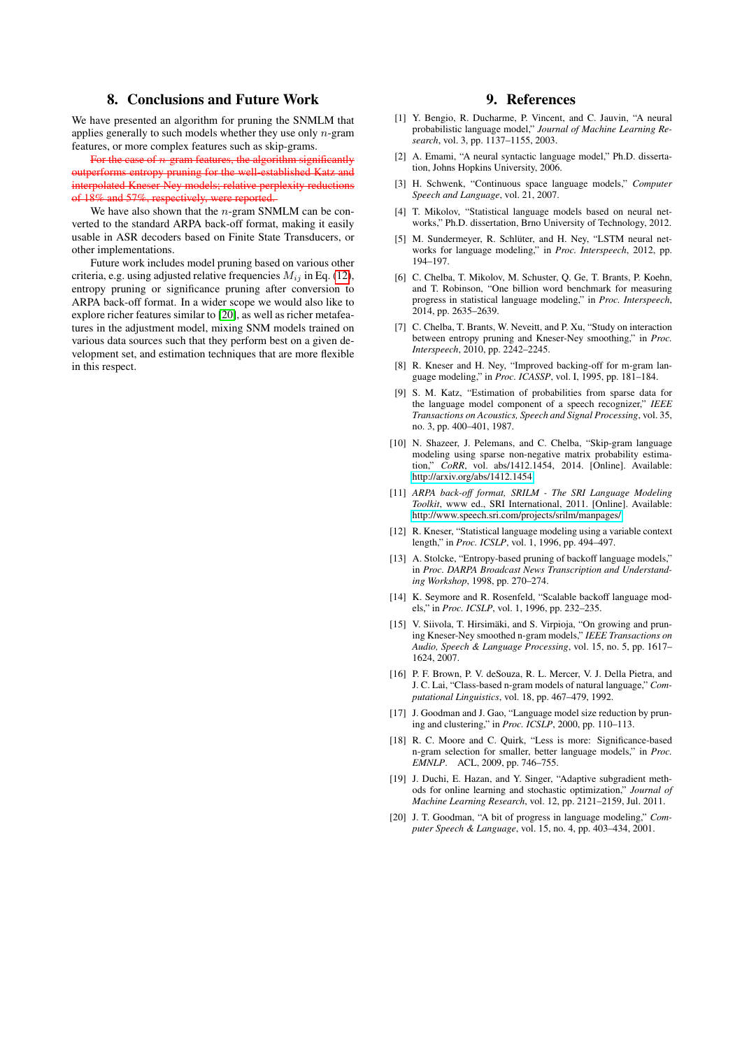## 8. Conclusions and Future Work

We have presented an algorithm for pruning the SNMLM that applies generally to such models whether they use only $n$-gram features, or more complex features such as skip-grams.

~~For the case of $n$-gram features, the algorithm significantly outperforms entropy pruning for the well-established Katz and interpolated Kneser-Ney models; relative perplexity reductions of 18% and 57%, respectively, were reported.~~

We have also shown that the $n$-gram SNMLM can be converted to the standard ARPA back-off format, making it easily usable in ASR decoders based on Finite State Transducers, or other implementations.

Future work includes model pruning based on various other criteria, e.g. using adjusted relative frequencies $M_{ij}$ in Eq. (12), entropy pruning or significance pruning after conversion to ARPA back-off format. In a wider scope we would also like to explore richer features similar to [20], as well as richer metafeatures in the adjustment model, mixing SNM models trained on various data sources such that they perform best on a given development set, and estimation techniques that are more flexible in this respect.

## 9. References

[1] Y. Bengio, R. Ducharme, P. Vincent, and C. Jauvin, "A neural probabilistic language model," *Journal of Machine Learning Research*, vol. 3, pp. 1137–1155, 2003.

[2] A. Emami, "A neural syntactic language model," Ph.D. dissertation, Johns Hopkins University, 2006.

[3] H. Schwenk, "Continuous space language models," *Computer Speech and Language*, vol. 21, 2007.

[4] T. Mikolov, "Statistical language models based on neural networks," Ph.D. dissertation, Brno University of Technology, 2012.

[5] M. Sundermeyer, R. Schlüter, and H. Ney, "LSTM neural networks for language modeling," in *Proc. Interspeech*, 2012, pp. 194–197.

[6] C. Chelba, T. Mikolov, M. Schuster, Q. Ge, T. Brants, P. Koehn, and T. Robinson, "One billion word benchmark for measuring progress in statistical language modeling," in *Proc. Interspeech*, 2014, pp. 2635–2639.

[7] C. Chelba, T. Brants, W. Neveitt, and P. Xu, "Study on interaction between entropy pruning and Kneser-Ney smoothing," in *Proc. Interspeech*, 2010, pp. 2242–2245.

[8] R. Kneser and H. Ney, "Improved backing-off for m-gram language modeling," in *Proc. ICASSP*, vol. I, 1995, pp. 181–184.

[9] S. M. Katz, "Estimation of probabilities from sparse data for the language model component of a speech recognizer," *IEEE Transactions on Acoustics, Speech and Signal Processing*, vol. 35, no. 3, pp. 400–401, 1987.

[10] N. Shazeer, J. Pelemans, and C. Chelba, "Skip-gram language modeling using sparse non-negative matrix probability estimation," *CoRR*, vol. abs/1412.1454, 2014. [Online]. Available: http://arxiv.org/abs/1412.1454

[11] *ARPA back-off format, SRILM - The SRI Language Modeling Toolkit*, www ed., SRI International, 2011. [Online]. Available: http://www.speech.sri.com/projects/srilm/manpages/

[12] R. Kneser, "Statistical language modeling using a variable context length," in *Proc. ICSLP*, vol. 1, 1996, pp. 494–497.

[13] A. Stolcke, "Entropy-based pruning of backoff language models," in *Proc. DARPA Broadcast News Transcription and Understanding Workshop*, 1998, pp. 270–274.

[14] K. Seymore and R. Rosenfeld, "Scalable backoff language models," in *Proc. ICSLP*, vol. 1, 1996, pp. 232–235.

[15] V. Siivola, T. Hirsimäki, and S. Virpioja, "On growing and pruning Kneser-Ney smoothed n-gram models," *IEEE Transactions on Audio, Speech & Language Processing*, vol. 15, no. 5, pp. 1617–1624, 2007.

[16] P. F. Brown, P. V. deSouza, R. L. Mercer, V. J. Della Pietra, and J. C. Lai, "Class-based n-gram models of natural language," *Computational Linguistics*, vol. 18, pp. 467–479, 1992.

[17] J. Goodman and J. Gao, "Language model size reduction by pruning and clustering," in *Proc. ICSLP*, 2000, pp. 110–113.

[18] R. C. Moore and C. Quirk, "Less is more: Significance-based n-gram selection for smaller, better language models," in *Proc. EMNLP*. ACL, 2009, pp. 746–755.

[19] J. Duchi, E. Hazan, and Y. Singer, "Adaptive subgradient methods for online learning and stochastic optimization," *Journal of Machine Learning Research*, vol. 12, pp. 2121–2159, Jul. 2011.

[20] J. T. Goodman, "A bit of progress in language modeling," *Computer Speech & Language*, vol. 15, no. 4, pp. 403–434, 2001.